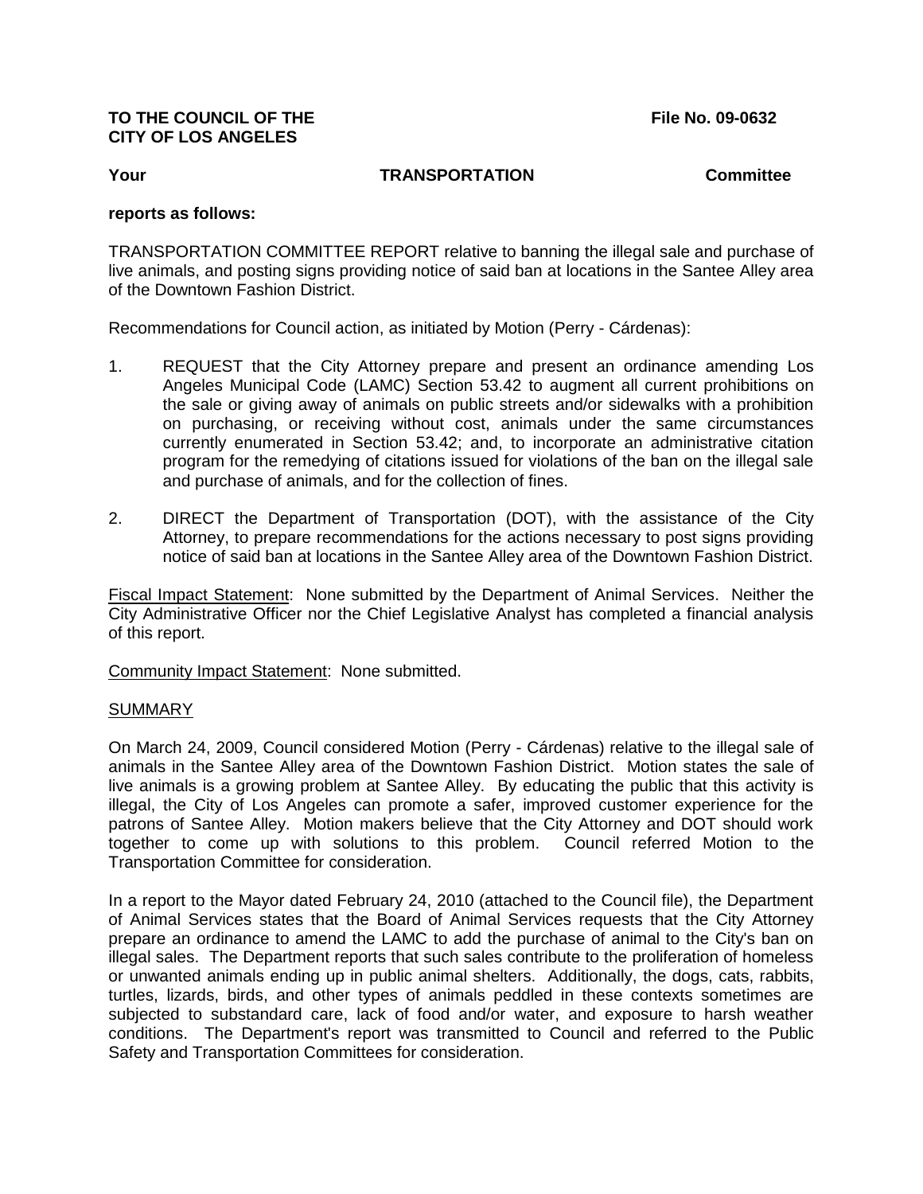**TO THE COUNCIL OF THE CITY OF LOS ANGELES** **File No. 09-0632**

**Your TRANSPORTATION Committee**

**reports as follows:**

TRANSPORTATION COMMITTEE REPORT relative to banning the illegal sale and purchase of live animals, and posting signs providing notice of said ban at locations in the Santee Alley area of the Downtown Fashion District.

Recommendations for Council action, as initiated by Motion (Perry - Cárdenas):

1. REQUEST that the City Attorney prepare and present an ordinance amending Los Angeles Municipal Code (LAMC) Section 53.42 to augment all current prohibitions on the sale or giving away of animals on public streets and/or sidewalks with a prohibition on purchasing, or receiving without cost, animals under the same circumstances currently enumerated in Section 53.42; and, to incorporate an administrative citation program for the remedying of citations issued for violations of the ban on the illegal sale and purchase of animals, and for the collection of fines.

2. DIRECT the Department of Transportation (DOT), with the assistance of the City Attorney, to prepare recommendations for the actions necessary to post signs providing notice of said ban at locations in the Santee Alley area of the Downtown Fashion District.

Fiscal Impact Statement: None submitted by the Department of Animal Services. Neither the City Administrative Officer nor the Chief Legislative Analyst has completed a financial analysis of this report.

Community Impact Statement: None submitted.

SUMMARY

On March 24, 2009, Council considered Motion (Perry - Cárdenas) relative to the illegal sale of animals in the Santee Alley area of the Downtown Fashion District. Motion states the sale of live animals is a growing problem at Santee Alley. By educating the public that this activity is illegal, the City of Los Angeles can promote a safer, improved customer experience for the patrons of Santee Alley. Motion makers believe that the City Attorney and DOT should work together to come up with solutions to this problem. Council referred Motion to the Transportation Committee for consideration.

In a report to the Mayor dated February 24, 2010 (attached to the Council file), the Department of Animal Services states that the Board of Animal Services requests that the City Attorney prepare an ordinance to amend the LAMC to add the purchase of animal to the City's ban on illegal sales. The Department reports that such sales contribute to the proliferation of homeless or unwanted animals ending up in public animal shelters. Additionally, the dogs, cats, rabbits, turtles, lizards, birds, and other types of animals peddled in these contexts sometimes are subjected to substandard care, lack of food and/or water, and exposure to harsh weather conditions. The Department's report was transmitted to Council and referred to the Public Safety and Transportation Committees for consideration.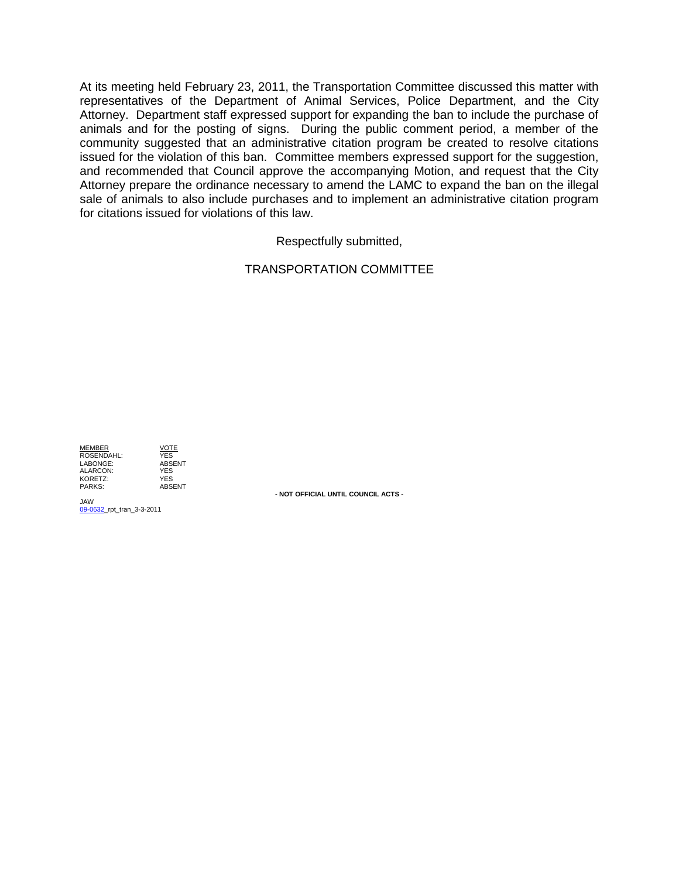At its meeting held February 23, 2011, the Transportation Committee discussed this matter with representatives of the Department of Animal Services, Police Department, and the City Attorney. Department staff expressed support for expanding the ban to include the purchase of animals and for the posting of signs. During the public comment period, a member of the community suggested that an administrative citation program be created to resolve citations issued for the violation of this ban. Committee members expressed support for the suggestion, and recommended that Council approve the accompanying Motion, and request that the City Attorney prepare the ordinance necessary to amend the LAMC to expand the ban on the illegal sale of animals to also include purchases and to implement an administrative citation program for citations issued for violations of this law.

Respectfully submitted,

TRANSPORTATION COMMITTEE

| MEMBER | VOTE |
|---|---|
| ROSENDAHL: | YES |
| LABONGE: | ABSENT |
| ALARCON: | YES |
| KORETZ: | YES |
| PARKS: | ABSENT |

**- NOT OFFICIAL UNTIL COUNCIL ACTS -**

JAW
09-0632_rpt_tran_3-3-2011